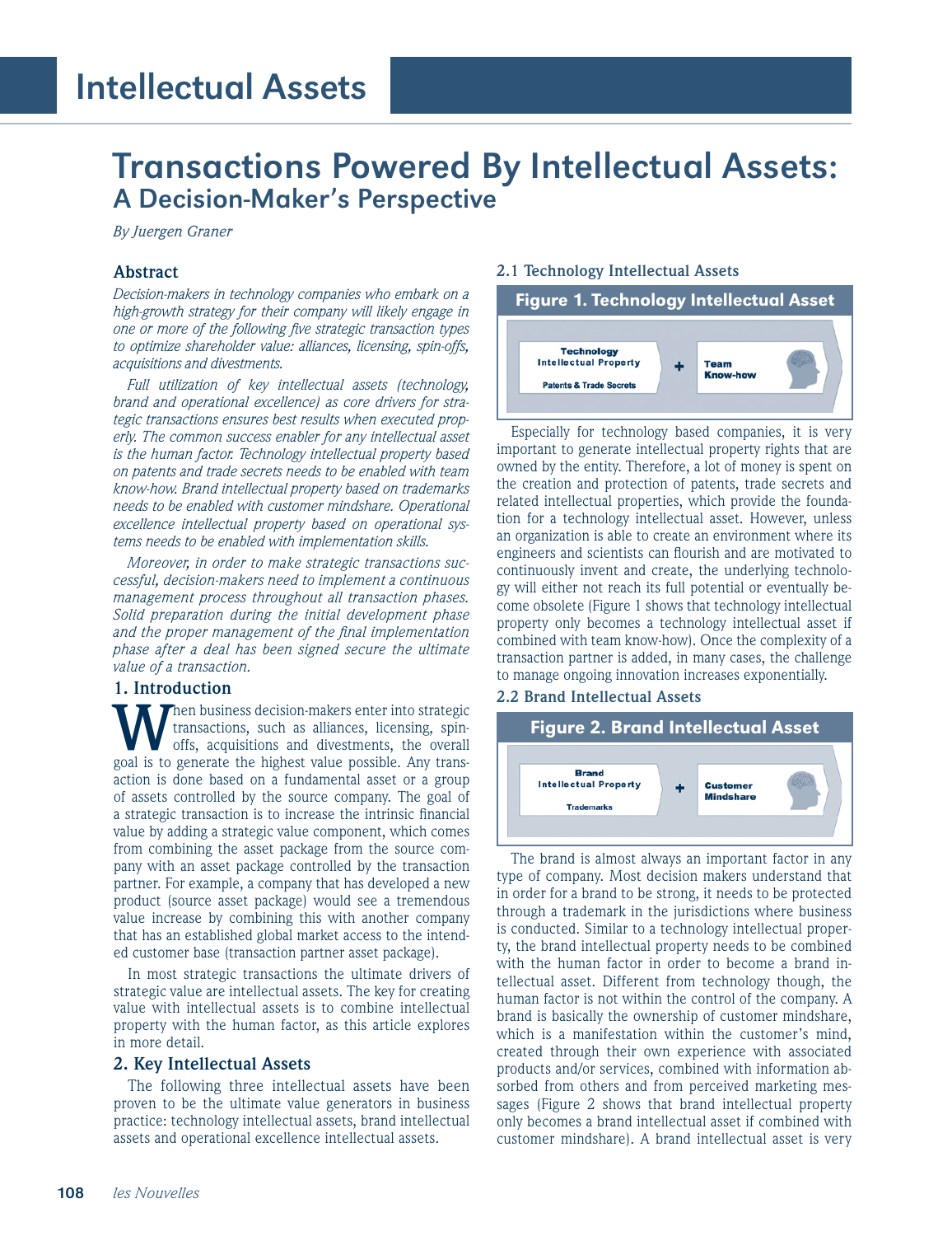# Intellectual Assets

# Transactions Powered By Intellectual Assets: A Decision-Maker's Perspective

*By Juergen Graner*

### Abstract

*Decision-makers in technology companies who embark on a high-growth strategy for their company will likely engage in one or more of the following five strategic transaction types to optimize shareholder value: alliances, licensing, spin-offs, acquisitions and divestments.*

*Full utilization of key intellectual assets (technology, brand and operational excellence) as core drivers for strategic transactions ensures best results when executed properly. The common success enabler for any intellectual asset is the human factor. Technology intellectual property based on patents and trade secrets needs to be enabled with team know-how. Brand intellectual property based on trademarks needs to be enabled with customer mindshare. Operational excellence intellectual property based on operational systems needs to be enabled with implementation skills.*

*Moreover, in order to make strategic transactions successful, decision-makers need to implement a continuous management process throughout all transaction phases. Solid preparation during the initial development phase and the proper management of the final implementation phase after a deal has been signed secure the ultimate value of a transaction.*

## 1. Introduction

When business decision-makers enter into strategic transactions, such as alliances, licensing, spin-offs, acquisitions and divestments, the overall goal is to generate the highest value possible. Any transaction is done based on a fundamental asset or a group of assets controlled by the source company. The goal of a strategic transaction is to increase the intrinsic financial value by adding a strategic value component, which comes from combining the asset package from the source company with an asset package controlled by the transaction partner. For example, a company that has developed a new product (source asset package) would see a tremendous value increase by combining this with another company that has an established global market access to the intended customer base (transaction partner asset package).

In most strategic transactions the ultimate drivers of strategic value are intellectual assets. The key for creating value with intellectual assets is to combine intellectual property with the human factor, as this article explores in more detail.

## 2. Key Intellectual Assets

The following three intellectual assets have been proven to be the ultimate value generators in business practice: technology intellectual assets, brand intellectual assets and operational excellence intellectual assets.

### 2.1 Technology Intellectual Assets

**Figure 1. Technology Intellectual Asset**

Technology Intellectual Property
Patents & Trade Secrets
+
Team Know-how

Especially for technology based companies, it is very important to generate intellectual property rights that are owned by the entity. Therefore, a lot of money is spent on the creation and protection of patents, trade secrets and related intellectual properties, which provide the foundation for a technology intellectual asset. However, unless an organization is able to create an environment where its engineers and scientists can flourish and are motivated to continuously invent and create, the underlying technology will either not reach its full potential or eventually become obsolete (Figure 1 shows that technology intellectual property only becomes a technology intellectual asset if combined with team know-how). Once the complexity of a transaction partner is added, in many cases, the challenge to manage ongoing innovation increases exponentially.

### 2.2 Brand Intellectual Assets

**Figure 2. Brand Intellectual Asset**

Brand Intellectual Property
Trademarks
+
Customer Mindshare

The brand is almost always an important factor in any type of company. Most decision makers understand that in order for a brand to be strong, it needs to be protected through a trademark in the jurisdictions where business is conducted. Similar to a technology intellectual property, the brand intellectual property needs to be combined with the human factor in order to become a brand intellectual asset. Different from technology though, the human factor is not within the control of the company. A brand is basically the ownership of customer mindshare, which is a manifestation within the customer's mind, created through their own experience with associated products and/or services, combined with information absorbed from others and from perceived marketing messages (Figure 2 shows that brand intellectual property only becomes a brand intellectual asset if combined with customer mindshare). A brand intellectual asset is very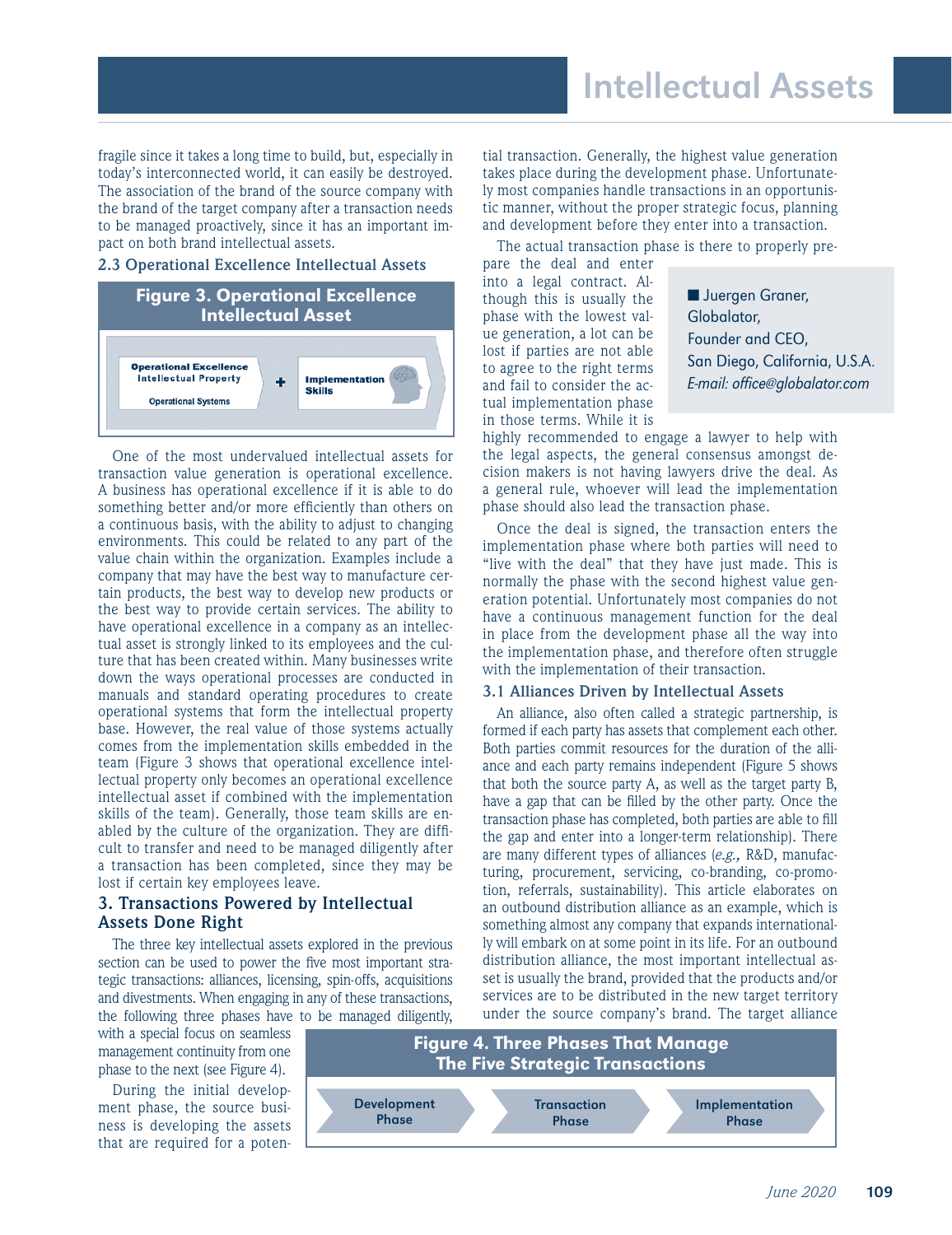fragile since it takes a long time to build, but, especially in today's interconnected world, it can easily be destroyed. The association of the brand of the source company with the brand of the target company after a transaction needs to be managed proactively, since it has an important impact on both brand intellectual assets.

### 2.3 Operational Excellence Intellectual Assets

**Figure 3. Operational Excellence Intellectual Asset**

Operational Excellence Intellectual Property

Operational Systems

+

Implementation Skills

One of the most undervalued intellectual assets for transaction value generation is operational excellence. A business has operational excellence if it is able to do something better and/or more efficiently than others on a continuous basis, with the ability to adjust to changing environments. This could be related to any part of the value chain within the organization. Examples include a company that may have the best way to manufacture certain products, the best way to develop new products or the best way to provide certain services. The ability to have operational excellence in a company as an intellectual asset is strongly linked to its employees and the culture that has been created within. Many businesses write down the ways operational processes are conducted in manuals and standard operating procedures to create operational systems that form the intellectual property base. However, the real value of those systems actually comes from the implementation skills embedded in the team (Figure 3 shows that operational excellence intellectual property only becomes an operational excellence intellectual asset if combined with the implementation skills of the team). Generally, those team skills are enabled by the culture of the organization. They are difficult to transfer and need to be managed diligently after a transaction has been completed, since they may be lost if certain key employees leave.

## 3. Transactions Powered by Intellectual Assets Done Right

The three key intellectual assets explored in the previous section can be used to power the five most important strategic transactions: alliances, licensing, spin-offs, acquisitions and divestments. When engaging in any of these transactions, the following three phases have to be managed diligently, with a special focus on seamless management continuity from one phase to the next (see Figure 4).

**Figure 4. Three Phases That Manage The Five Strategic Transactions**

Development Phase → Transaction Phase → Implementation Phase

During the initial development phase, the source business is developing the assets that are required for a potential transaction. Generally, the highest value generation takes place during the development phase. Unfortunately most companies handle transactions in an opportunistic manner, without the proper strategic focus, planning and development before they enter into a transaction.

The actual transaction phase is there to properly prepare the deal and enter into a legal contract. Although this is usually the phase with the lowest value generation, a lot can be lost if parties are not able to agree to the right terms and fail to consider the actual implementation phase in those terms. While it is highly recommended to engage a lawyer to help with the legal aspects, the general consensus amongst decision makers is not having lawyers drive the deal. As a general rule, whoever will lead the implementation phase should also lead the transaction phase.

■ Juergen Graner,
Globalator,
Founder and CEO,
San Diego, California, U.S.A.
*E-mail: office@globalator.com*

Once the deal is signed, the transaction enters the implementation phase where both parties will need to "live with the deal" that they have just made. This is normally the phase with the second highest value generation potential. Unfortunately most companies do not have a continuous management function for the deal in place from the development phase all the way into the implementation phase, and therefore often struggle with the implementation of their transaction.

### 3.1 Alliances Driven by Intellectual Assets

An alliance, also often called a strategic partnership, is formed if each party has assets that complement each other. Both parties commit resources for the duration of the alliance and each party remains independent (Figure 5 shows that both the source party A, as well as the target party B, have a gap that can be filled by the other party. Once the transaction phase has completed, both parties are able to fill the gap and enter into a longer-term relationship). There are many different types of alliances (*e.g.,* R&D, manufacturing, procurement, servicing, co-branding, co-promotion, referrals, sustainability). This article elaborates on an outbound distribution alliance as an example, which is something almost any company that expands internationally will embark on at some point in its life. For an outbound distribution alliance, the most important intellectual asset is usually the brand, provided that the products and/or services are to be distributed in the new target territory under the source company's brand. The target alliance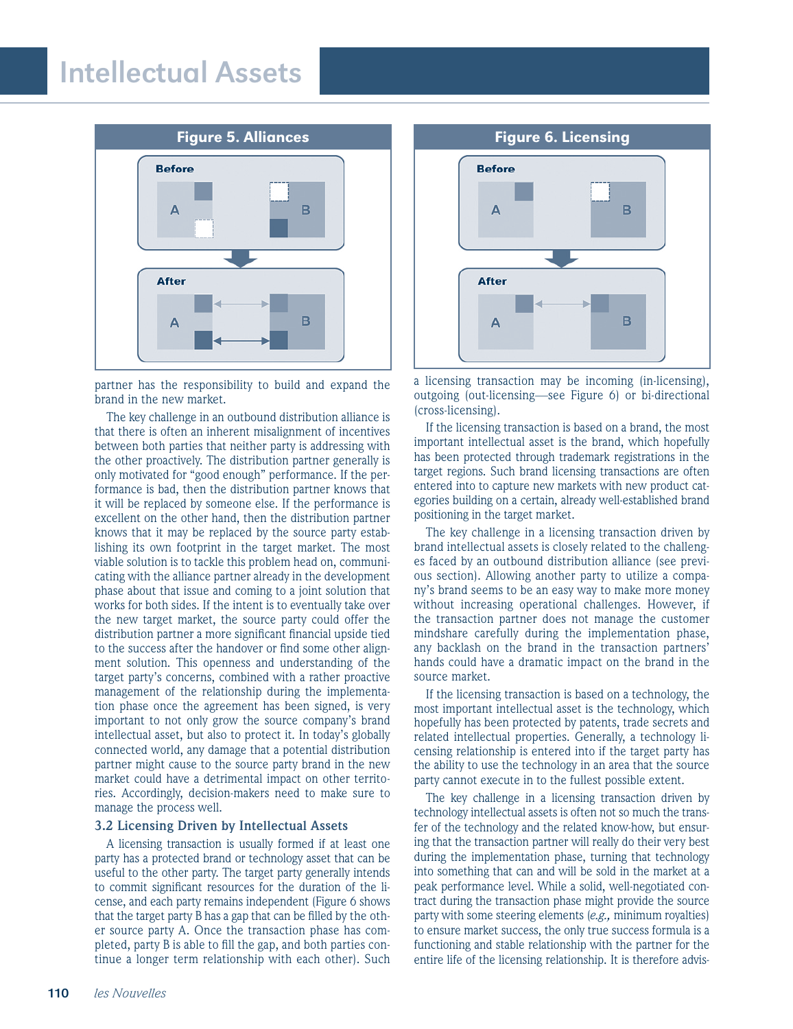**Figure 5. Alliances**

Before

A

B

After

A

B

**Figure 6. Licensing**

Before

A

B

After

A

B

partner has the responsibility to build and expand the brand in the new market.

The key challenge in an outbound distribution alliance is that there is often an inherent misalignment of incentives between both parties that neither party is addressing with the other proactively. The distribution partner generally is only motivated for "good enough" performance. If the performance is bad, then the distribution partner knows that it will be replaced by someone else. If the performance is excellent on the other hand, then the distribution partner knows that it may be replaced by the source party establishing its own footprint in the target market. The most viable solution is to tackle this problem head on, communicating with the alliance partner already in the development phase about that issue and coming to a joint solution that works for both sides. If the intent is to eventually take over the new target market, the source party could offer the distribution partner a more significant financial upside tied to the success after the handover or find some other alignment solution. This openness and understanding of the target party's concerns, combined with a rather proactive management of the relationship during the implementation phase once the agreement has been signed, is very important to not only grow the source company's brand intellectual asset, but also to protect it. In today's globally connected world, any damage that a potential distribution partner might cause to the source party brand in the new market could have a detrimental impact on other territories. Accordingly, decision-makers need to make sure to manage the process well.

### 3.2 Licensing Driven by Intellectual Assets

A licensing transaction is usually formed if at least one party has a protected brand or technology asset that can be useful to the other party. The target party generally intends to commit significant resources for the duration of the license, and each party remains independent (Figure 6 shows that the target party B has a gap that can be filled by the other source party A. Once the transaction phase has completed, party B is able to fill the gap, and both parties continue a longer term relationship with each other). Such a licensing transaction may be incoming (in-licensing), outgoing (out-licensing—see Figure 6) or bi-directional (cross-licensing).

If the licensing transaction is based on a brand, the most important intellectual asset is the brand, which hopefully has been protected through trademark registrations in the target regions. Such brand licensing transactions are often entered into to capture new markets with new product categories building on a certain, already well-established brand positioning in the target market.

The key challenge in a licensing transaction driven by brand intellectual assets is closely related to the challenges faced by an outbound distribution alliance (see previous section). Allowing another party to utilize a company's brand seems to be an easy way to make more money without increasing operational challenges. However, if the transaction partner does not manage the customer mindshare carefully during the implementation phase, any backlash on the brand in the transaction partners' hands could have a dramatic impact on the brand in the source market.

If the licensing transaction is based on a technology, the most important intellectual asset is the technology, which hopefully has been protected by patents, trade secrets and related intellectual properties. Generally, a technology licensing relationship is entered into if the target party has the ability to use the technology in an area that the source party cannot execute in to the fullest possible extent.

The key challenge in a licensing transaction driven by technology intellectual assets is often not so much the transfer of the technology and the related know-how, but ensuring that the transaction partner will really do their very best during the implementation phase, turning that technology into something that can and will be sold in the market at a peak performance level. While a solid, well-negotiated contract during the transaction phase might provide the source party with some steering elements (*e.g.,* minimum royalties) to ensure market success, the only true success formula is a functioning and stable relationship with the partner for the entire life of the licensing relationship. It is therefore advis-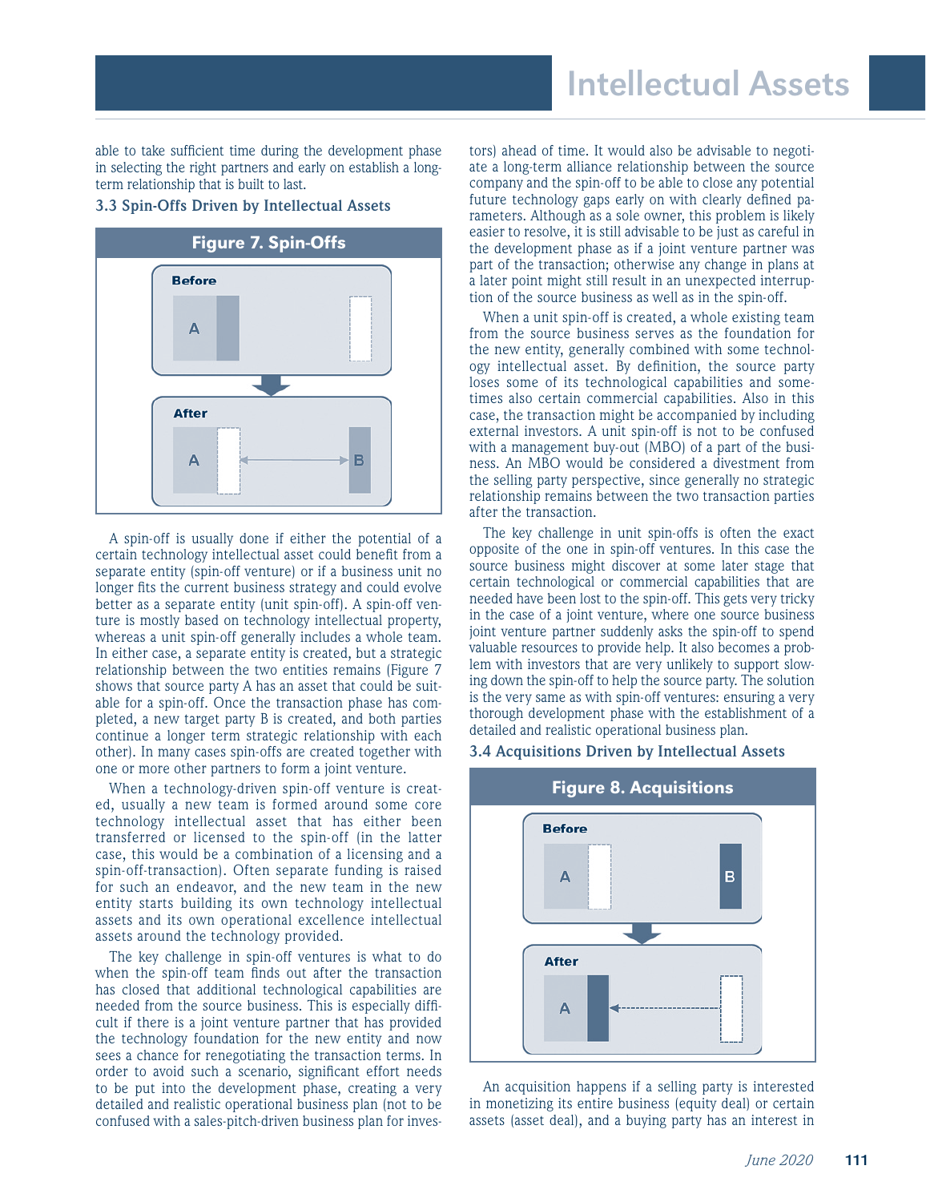able to take sufficient time during the development phase in selecting the right partners and early on establish a long-term relationship that is built to last.

### 3.3 Spin-Offs Driven by Intellectual Assets

**Figure 7. Spin-Offs**

Before

A

After

A

B

A spin-off is usually done if either the potential of a certain technology intellectual asset could benefit from a separate entity (spin-off venture) or if a business unit no longer fits the current business strategy and could evolve better as a separate entity (unit spin-off). A spin-off venture is mostly based on technology intellectual property, whereas a unit spin-off generally includes a whole team. In either case, a separate entity is created, but a strategic relationship between the two entities remains (Figure 7 shows that source party A has an asset that could be suitable for a spin-off. Once the transaction phase has completed, a new target party B is created, and both parties continue a longer term strategic relationship with each other). In many cases spin-offs are created together with one or more other partners to form a joint venture.

When a technology-driven spin-off venture is created, usually a new team is formed around some core technology intellectual asset that has either been transferred or licensed to the spin-off (in the latter case, this would be a combination of a licensing and a spin-off-transaction). Often separate funding is raised for such an endeavor, and the new team in the new entity starts building its own technology intellectual assets and its own operational excellence intellectual assets around the technology provided.

The key challenge in spin-off ventures is what to do when the spin-off team finds out after the transaction has closed that additional technological capabilities are needed from the source business. This is especially difficult if there is a joint venture partner that has provided the technology foundation for the new entity and now sees a chance for renegotiating the transaction terms. In order to avoid such a scenario, significant effort needs to be put into the development phase, creating a very detailed and realistic operational business plan (not to be confused with a sales-pitch-driven business plan for investors) ahead of time. It would also be advisable to negotiate a long-term alliance relationship between the source company and the spin-off to be able to close any potential future technology gaps early on with clearly defined parameters. Although as a sole owner, this problem is likely easier to resolve, it is still advisable to be just as careful in the development phase as if a joint venture partner was part of the transaction; otherwise any change in plans at a later point might still result in an unexpected interruption of the source business as well as in the spin-off.

When a unit spin-off is created, a whole existing team from the source business serves as the foundation for the new entity, generally combined with some technology intellectual asset. By definition, the source party loses some of its technological capabilities and sometimes also certain commercial capabilities. Also in this case, the transaction might be accompanied by including external investors. A unit spin-off is not to be confused with a management buy-out (MBO) of a part of the business. An MBO would be considered a divestment from the selling party perspective, since generally no strategic relationship remains between the two transaction parties after the transaction.

The key challenge in unit spin-offs is often the exact opposite of the one in spin-off ventures. In this case the source business might discover at some later stage that certain technological or commercial capabilities that are needed have been lost to the spin-off. This gets very tricky in the case of a joint venture, where one source business joint venture partner suddenly asks the spin-off to spend valuable resources to provide help. It also becomes a problem with investors that are very unlikely to support slowing down the spin-off to help the source party. The solution is the very same as with spin-off ventures: ensuring a very thorough development phase with the establishment of a detailed and realistic operational business plan.

### 3.4 Acquisitions Driven by Intellectual Assets

**Figure 8. Acquisitions**

Before

A

B

After

A

An acquisition happens if a selling party is interested in monetizing its entire business (equity deal) or certain assets (asset deal), and a buying party has an interest in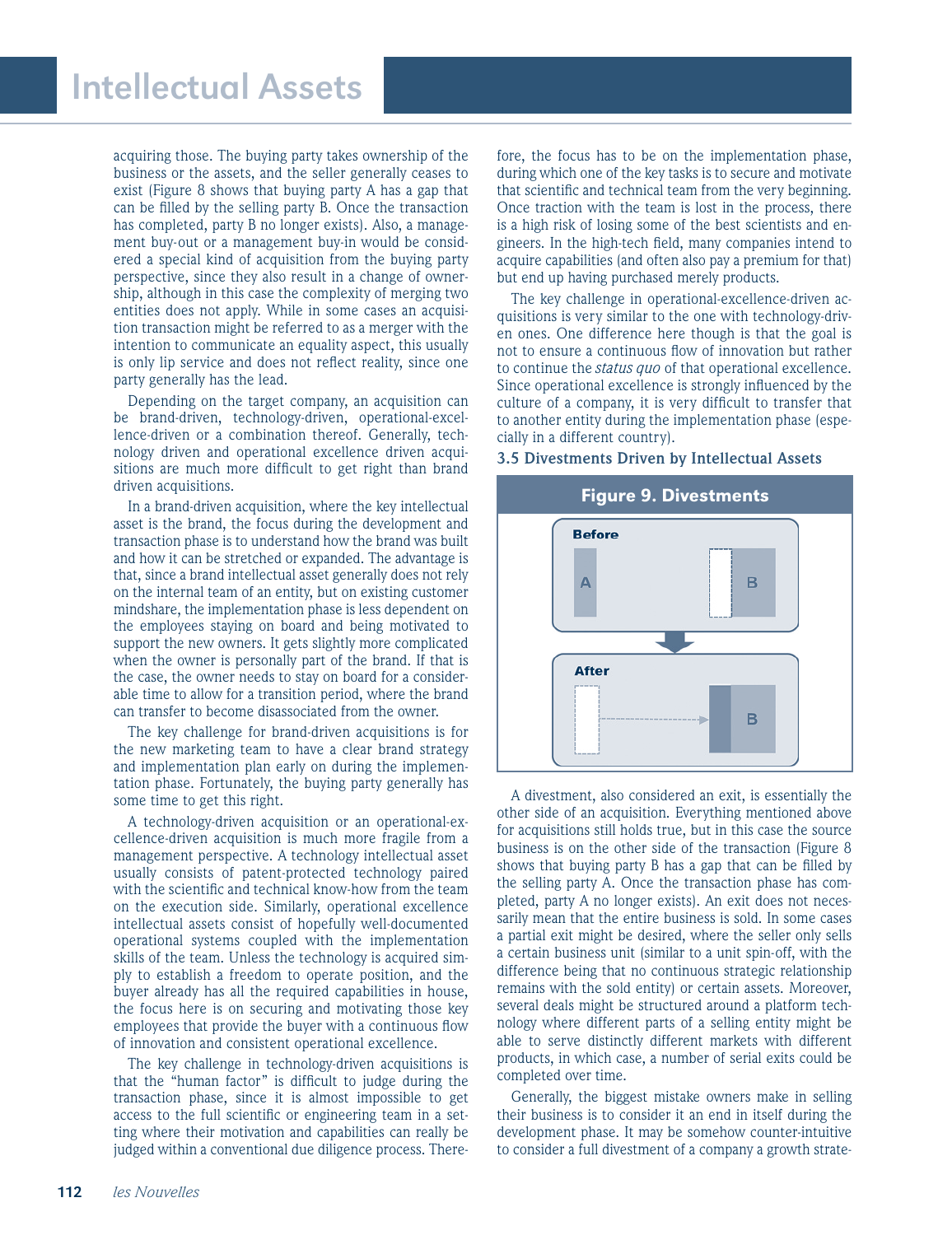acquiring those. The buying party takes ownership of the business or the assets, and the seller generally ceases to exist (Figure 8 shows that buying party A has a gap that can be filled by the selling party B. Once the transaction has completed, party B no longer exists). Also, a management buy-out or a management buy-in would be considered a special kind of acquisition from the buying party perspective, since they also result in a change of ownership, although in this case the complexity of merging two entities does not apply. While in some cases an acquisition transaction might be referred to as a merger with the intention to communicate an equality aspect, this usually is only lip service and does not reflect reality, since one party generally has the lead.

Depending on the target company, an acquisition can be brand-driven, technology-driven, operational-excellence-driven or a combination thereof. Generally, technology driven and operational excellence driven acquisitions are much more difficult to get right than brand driven acquisitions.

In a brand-driven acquisition, where the key intellectual asset is the brand, the focus during the development and transaction phase is to understand how the brand was built and how it can be stretched or expanded. The advantage is that, since a brand intellectual asset generally does not rely on the internal team of an entity, but on existing customer mindshare, the implementation phase is less dependent on the employees staying on board and being motivated to support the new owners. It gets slightly more complicated when the owner is personally part of the brand. If that is the case, the owner needs to stay on board for a considerable time to allow for a transition period, where the brand can transfer to become disassociated from the owner.

The key challenge for brand-driven acquisitions is for the new marketing team to have a clear brand strategy and implementation plan early on during the implementation phase. Fortunately, the buying party generally has some time to get this right.

A technology-driven acquisition or an operational-excellence-driven acquisition is much more fragile from a management perspective. A technology intellectual asset usually consists of patent-protected technology paired with the scientific and technical know-how from the team on the execution side. Similarly, operational excellence intellectual assets consist of hopefully well-documented operational systems coupled with the implementation skills of the team. Unless the technology is acquired simply to establish a freedom to operate position, and the buyer already has all the required capabilities in house, the focus here is on securing and motivating those key employees that provide the buyer with a continuous flow of innovation and consistent operational excellence.

The key challenge in technology-driven acquisitions is that the "human factor" is difficult to judge during the transaction phase, since it is almost impossible to get access to the full scientific or engineering team in a setting where their motivation and capabilities can really be judged within a conventional due diligence process. Therefore, the focus has to be on the implementation phase, during which one of the key tasks is to secure and motivate that scientific and technical team from the very beginning. Once traction with the team is lost in the process, there is a high risk of losing some of the best scientists and engineers. In the high-tech field, many companies intend to acquire capabilities (and often also pay a premium for that) but end up having purchased merely products.

The key challenge in operational-excellence-driven acquisitions is very similar to the one with technology-driven ones. One difference here though is that the goal is not to ensure a continuous flow of innovation but rather to continue the *status quo* of that operational excellence. Since operational excellence is strongly influenced by the culture of a company, it is very difficult to transfer that to another entity during the implementation phase (especially in a different country).

### 3.5 Divestments Driven by Intellectual Assets

**Figure 9. Divestments**

Before

A

B

After

B

A divestment, also considered an exit, is essentially the other side of an acquisition. Everything mentioned above for acquisitions still holds true, but in this case the source business is on the other side of the transaction (Figure 8 shows that buying party B has a gap that can be filled by the selling party A. Once the transaction phase has completed, party A no longer exists). An exit does not necessarily mean that the entire business is sold. In some cases a partial exit might be desired, where the seller only sells a certain business unit (similar to a unit spin-off, with the difference being that no continuous strategic relationship remains with the sold entity) or certain assets. Moreover, several deals might be structured around a platform technology where different parts of a selling entity might be able to serve distinctly different markets with different products, in which case, a number of serial exits could be completed over time.

Generally, the biggest mistake owners make in selling their business is to consider it an end in itself during the development phase. It may be somehow counter-intuitive to consider a full divestment of a company a growth strate-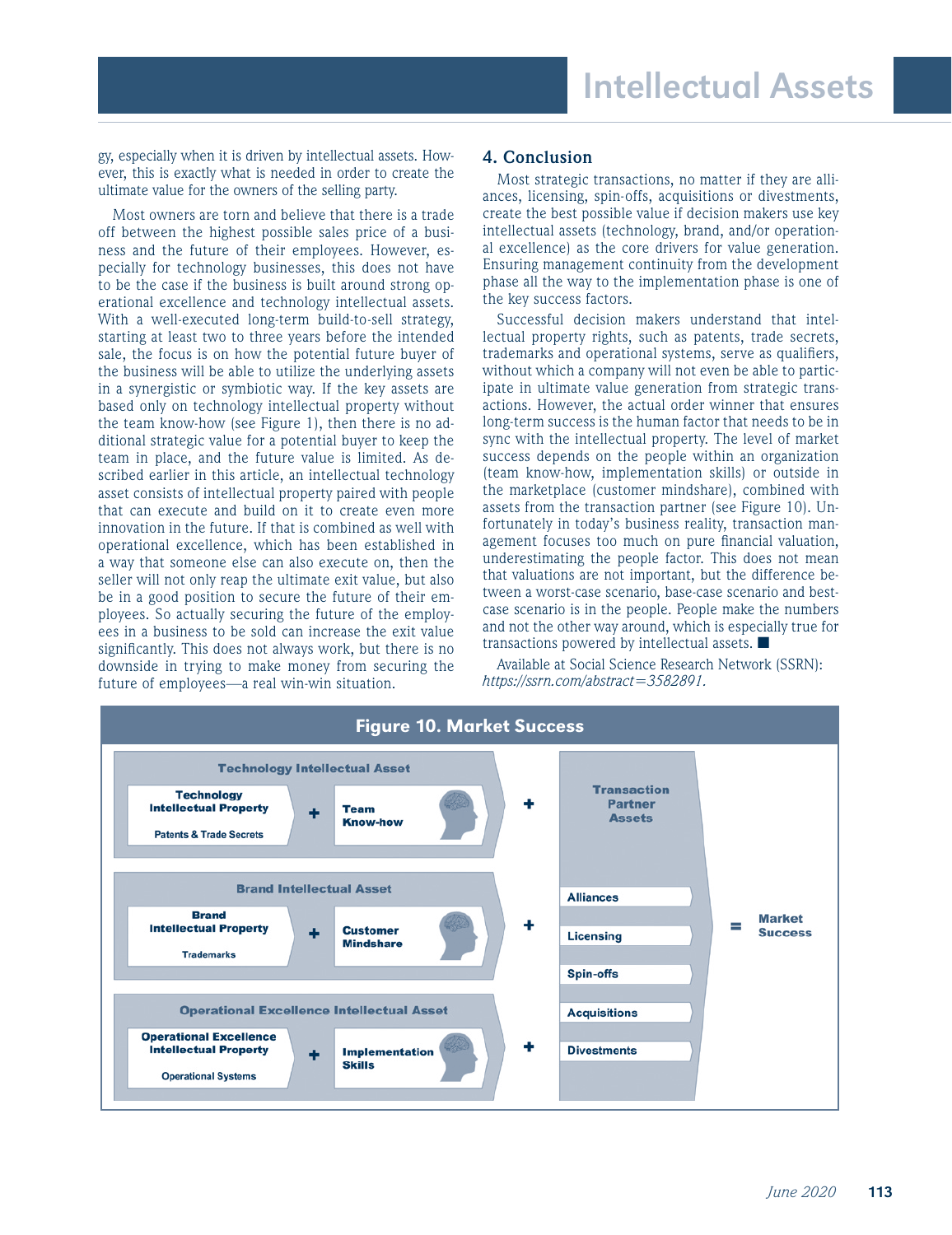gy, especially when it is driven by intellectual assets. However, this is exactly what is needed in order to create the ultimate value for the owners of the selling party.

Most owners are torn and believe that there is a trade off between the highest possible sales price of a business and the future of their employees. However, especially for technology businesses, this does not have to be the case if the business is built around strong operational excellence and technology intellectual assets. With a well-executed long-term build-to-sell strategy, starting at least two to three years before the intended sale, the focus is on how the potential future buyer of the business will be able to utilize the underlying assets in a synergistic or symbiotic way. If the key assets are based only on technology intellectual property without the team know-how (see Figure 1), then there is no additional strategic value for a potential buyer to keep the team in place, and the future value is limited. As described earlier in this article, an intellectual technology asset consists of intellectual property paired with people that can execute and build on it to create even more innovation in the future. If that is combined as well with operational excellence, which has been established in a way that someone else can also execute on, then the seller will not only reap the ultimate exit value, but also be in a good position to secure the future of their employees. So actually securing the future of the employees in a business to be sold can increase the exit value significantly. This does not always work, but there is no downside in trying to make money from securing the future of employees—a real win-win situation.

## 4. Conclusion

Most strategic transactions, no matter if they are alliances, licensing, spin-offs, acquisitions or divestments, create the best possible value if decision makers use key intellectual assets (technology, brand, and/or operational excellence) as the core drivers for value generation. Ensuring management continuity from the development phase all the way to the implementation phase is one of the key success factors.

Successful decision makers understand that intellectual property rights, such as patents, trade secrets, trademarks and operational systems, serve as qualifiers, without which a company will not even be able to participate in ultimate value generation from strategic transactions. However, the actual order winner that ensures long-term success is the human factor that needs to be in sync with the intellectual property. The level of market success depends on the people within an organization (team know-how, implementation skills) or outside in the marketplace (customer mindshare), combined with assets from the transaction partner (see Figure 10). Unfortunately in today's business reality, transaction management focuses too much on pure financial valuation, underestimating the people factor. This does not mean that valuations are not important, but the difference between a worst-case scenario, base-case scenario and best-case scenario is in the people. People make the numbers and not the other way around, which is especially true for transactions powered by intellectual assets. ■

Available at Social Science Research Network (SSRN): *https://ssrn.com/abstract=3582891.*

**Figure 10. Market Success**

Technology Intellectual Asset
Technology Intellectual Property
Patents & Trade Secrets
+
Team Know-how
+

Brand Intellectual Asset
Brand Intellectual Property
Trademarks
+
Customer Mindshare
+

Operational Excellence Intellectual Asset
Operational Excellence Intellectual Property
Operational Systems
+
Implementation Skills
+

Transaction Partner Assets
Alliances
Licensing
Spin-offs
Acquisitions
Divestments

=
Market Success